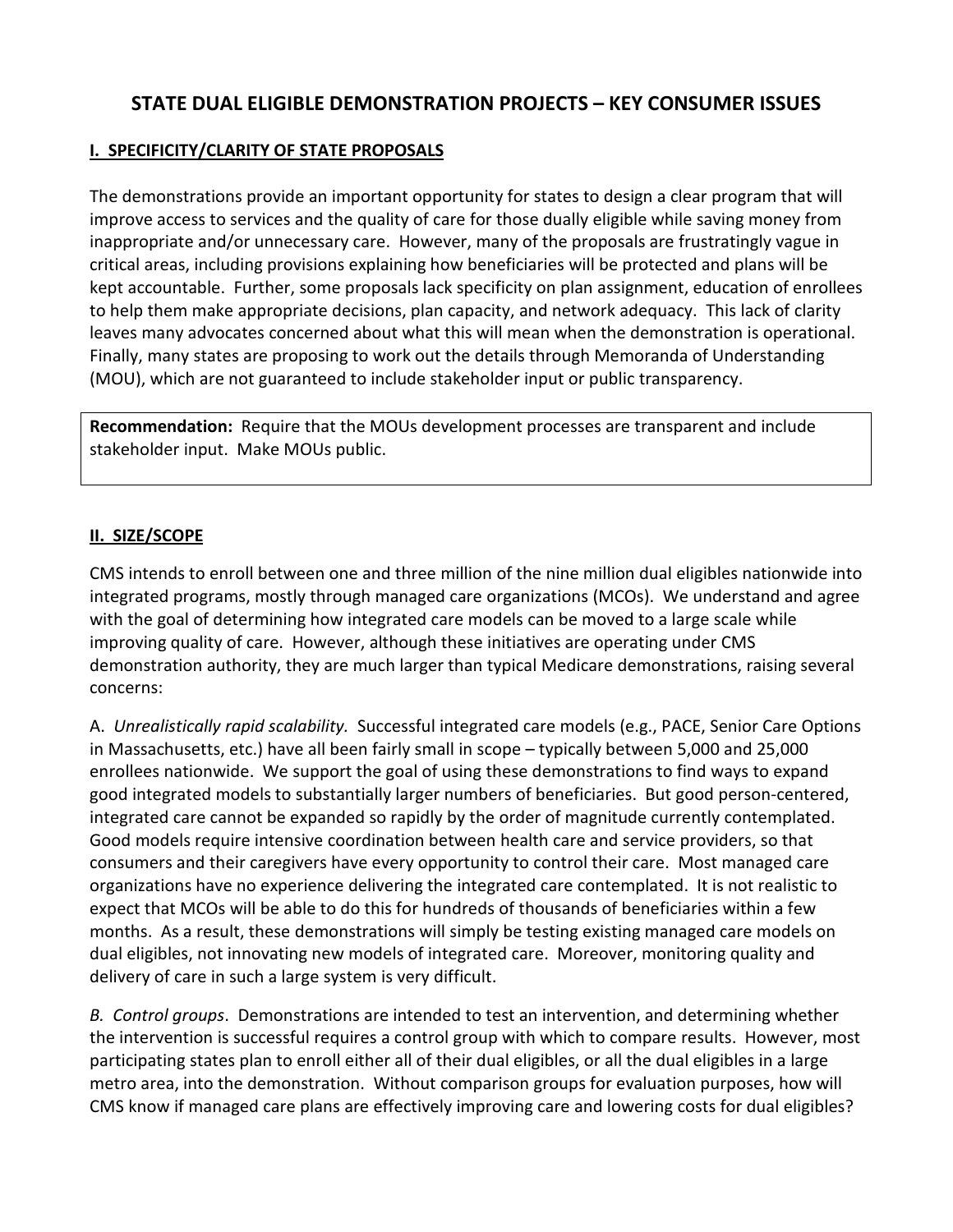# STATE DUAL ELIGIBLE DEMONSTRATION PROJECTS – KEY CONSUMER ISSUES

## I. SPECIFICITY/CLARITY OF STATE PROPOSALS

The demonstrations provide an important opportunity for states to design a clear program that will improve access to services and the quality of care for those dually eligible while saving money from inappropriate and/or unnecessary care. However, many of the proposals are frustratingly vague in critical areas, including provisions explaining how beneficiaries will be protected and plans will be kept accountable. Further, some proposals lack specificity on plan assignment, education of enrollees to help them make appropriate decisions, plan capacity, and network adequacy. This lack of clarity leaves many advocates concerned about what this will mean when the demonstration is operational. Finally, many states are proposing to work out the details through Memoranda of Understanding (MOU), which are not guaranteed to include stakeholder input or public transparency.

**Recommendation:** Require that the MOUs development processes are transparent and include stakeholder input. Make MOUs public.

## II. SIZE/SCOPE

CMS intends to enroll between one and three million of the nine million dual eligibles nationwide into integrated programs, mostly through managed care organizations (MCOs). We understand and agree with the goal of determining how integrated care models can be moved to a large scale while improving quality of care. However, although these initiatives are operating under CMS demonstration authority, they are much larger than typical Medicare demonstrations, raising several concerns:

A. *Unrealistically rapid scalability.* Successful integrated care models (e.g., PACE, Senior Care Options in Massachusetts, etc.) have all been fairly small in scope – typically between 5,000 and 25,000 enrollees nationwide. We support the goal of using these demonstrations to find ways to expand good integrated models to substantially larger numbers of beneficiaries. But good person-centered, integrated care cannot be expanded so rapidly by the order of magnitude currently contemplated. Good models require intensive coordination between health care and service providers, so that consumers and their caregivers have every opportunity to control their care. Most managed care organizations have no experience delivering the integrated care contemplated. It is not realistic to expect that MCOs will be able to do this for hundreds of thousands of beneficiaries within a few months. As a result, these demonstrations will simply be testing existing managed care models on dual eligibles, not innovating new models of integrated care. Moreover, monitoring quality and delivery of care in such a large system is very difficult.

*B. Control groups*. Demonstrations are intended to test an intervention, and determining whether the intervention is successful requires a control group with which to compare results. However, most participating states plan to enroll either all of their dual eligibles, or all the dual eligibles in a large metro area, into the demonstration. Without comparison groups for evaluation purposes, how will CMS know if managed care plans are effectively improving care and lowering costs for dual eligibles?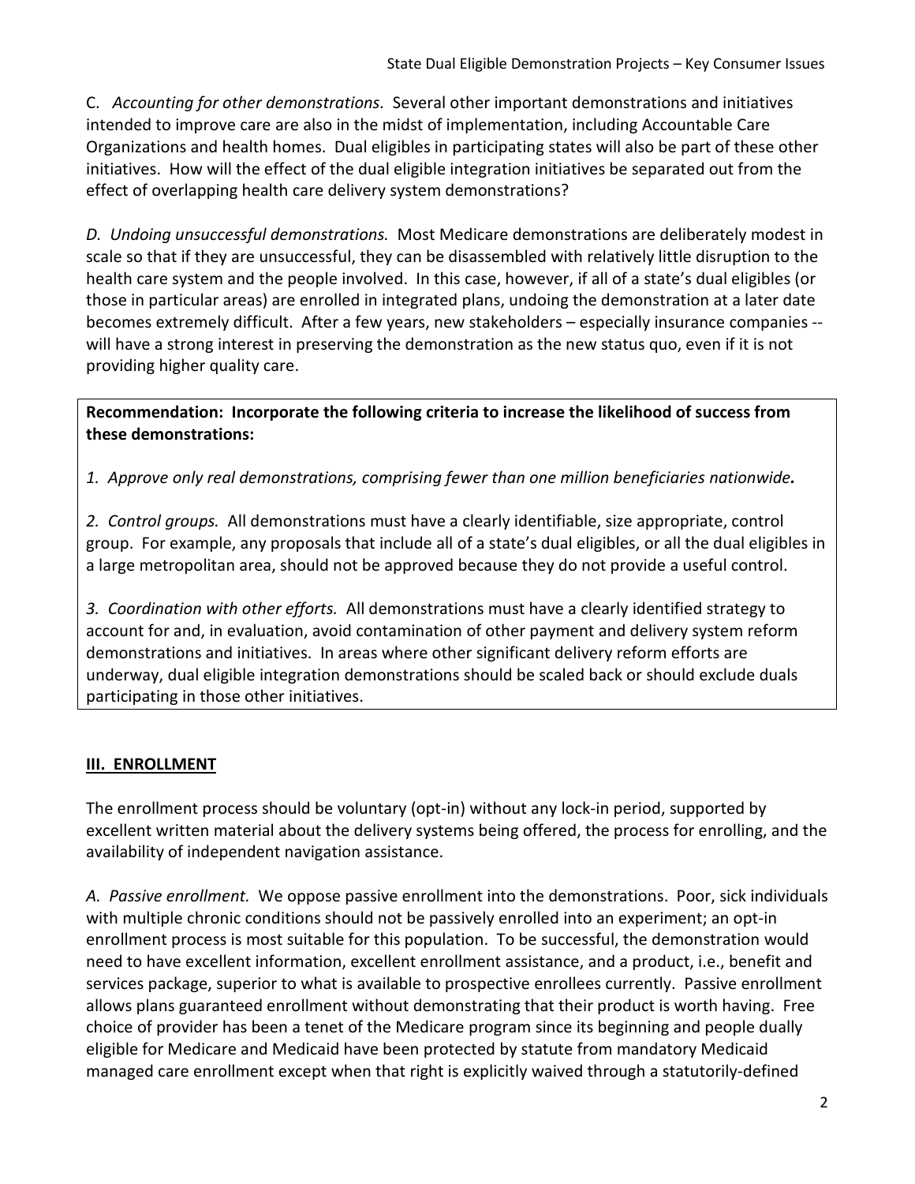C. *Accounting for other demonstrations.* Several other important demonstrations and initiatives intended to improve care are also in the midst of implementation, including Accountable Care Organizations and health homes. Dual eligibles in participating states will also be part of these other initiatives. How will the effect of the dual eligible integration initiatives be separated out from the effect of overlapping health care delivery system demonstrations?

*D. Undoing unsuccessful demonstrations.* Most Medicare demonstrations are deliberately modest in scale so that if they are unsuccessful, they can be disassembled with relatively little disruption to the health care system and the people involved. In this case, however, if all of a state's dual eligibles (or those in particular areas) are enrolled in integrated plans, undoing the demonstration at a later date becomes extremely difficult. After a few years, new stakeholders – especially insurance companies -- will have a strong interest in preserving the demonstration as the new status quo, even if it is not providing higher quality care.

**Recommendation: Incorporate the following criteria to increase the likelihood of success from these demonstrations:**

*1. Approve only real demonstrations, comprising fewer than one million beneficiaries nationwide.*

*2. Control groups.* All demonstrations must have a clearly identifiable, size appropriate, control group. For example, any proposals that include all of a state's dual eligibles, or all the dual eligibles in a large metropolitan area, should not be approved because they do not provide a useful control.

*3. Coordination with other efforts.* All demonstrations must have a clearly identified strategy to account for and, in evaluation, avoid contamination of other payment and delivery system reform demonstrations and initiatives. In areas where other significant delivery reform efforts are underway, dual eligible integration demonstrations should be scaled back or should exclude duals participating in those other initiatives.

## III. ENROLLMENT

The enrollment process should be voluntary (opt-in) without any lock-in period, supported by excellent written material about the delivery systems being offered, the process for enrolling, and the availability of independent navigation assistance.

*A. Passive enrollment.* We oppose passive enrollment into the demonstrations. Poor, sick individuals with multiple chronic conditions should not be passively enrolled into an experiment; an opt-in enrollment process is most suitable for this population. To be successful, the demonstration would need to have excellent information, excellent enrollment assistance, and a product, i.e., benefit and services package, superior to what is available to prospective enrollees currently. Passive enrollment allows plans guaranteed enrollment without demonstrating that their product is worth having. Free choice of provider has been a tenet of the Medicare program since its beginning and people dually eligible for Medicare and Medicaid have been protected by statute from mandatory Medicaid managed care enrollment except when that right is explicitly waived through a statutorily-defined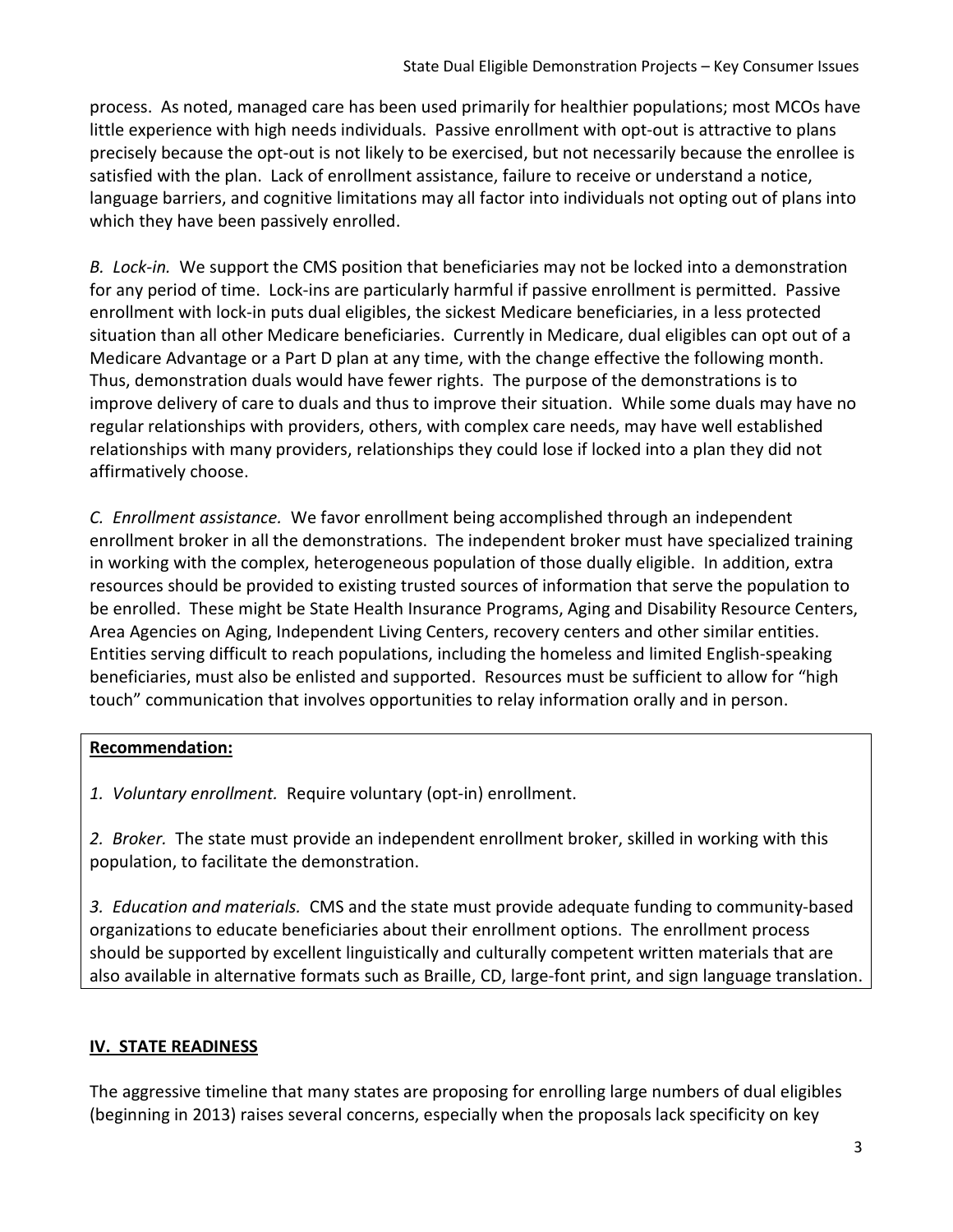process. As noted, managed care has been used primarily for healthier populations; most MCOs have little experience with high needs individuals. Passive enrollment with opt-out is attractive to plans precisely because the opt-out is not likely to be exercised, but not necessarily because the enrollee is satisfied with the plan. Lack of enrollment assistance, failure to receive or understand a notice, language barriers, and cognitive limitations may all factor into individuals not opting out of plans into which they have been passively enrolled.

*B. Lock-in.* We support the CMS position that beneficiaries may not be locked into a demonstration for any period of time. Lock-ins are particularly harmful if passive enrollment is permitted. Passive enrollment with lock-in puts dual eligibles, the sickest Medicare beneficiaries, in a less protected situation than all other Medicare beneficiaries. Currently in Medicare, dual eligibles can opt out of a Medicare Advantage or a Part D plan at any time, with the change effective the following month. Thus, demonstration duals would have fewer rights. The purpose of the demonstrations is to improve delivery of care to duals and thus to improve their situation. While some duals may have no regular relationships with providers, others, with complex care needs, may have well established relationships with many providers, relationships they could lose if locked into a plan they did not affirmatively choose.

*C. Enrollment assistance.* We favor enrollment being accomplished through an independent enrollment broker in all the demonstrations. The independent broker must have specialized training in working with the complex, heterogeneous population of those dually eligible. In addition, extra resources should be provided to existing trusted sources of information that serve the population to be enrolled. These might be State Health Insurance Programs, Aging and Disability Resource Centers, Area Agencies on Aging, Independent Living Centers, recovery centers and other similar entities. Entities serving difficult to reach populations, including the homeless and limited English-speaking beneficiaries, must also be enlisted and supported. Resources must be sufficient to allow for "high touch" communication that involves opportunities to relay information orally and in person.

**Recommendation:**

*1. Voluntary enrollment.* Require voluntary (opt-in) enrollment.

*2. Broker.* The state must provide an independent enrollment broker, skilled in working with this population, to facilitate the demonstration.

*3. Education and materials.* CMS and the state must provide adequate funding to community-based organizations to educate beneficiaries about their enrollment options. The enrollment process should be supported by excellent linguistically and culturally competent written materials that are also available in alternative formats such as Braille, CD, large-font print, and sign language translation.

## IV. STATE READINESS

The aggressive timeline that many states are proposing for enrolling large numbers of dual eligibles (beginning in 2013) raises several concerns, especially when the proposals lack specificity on key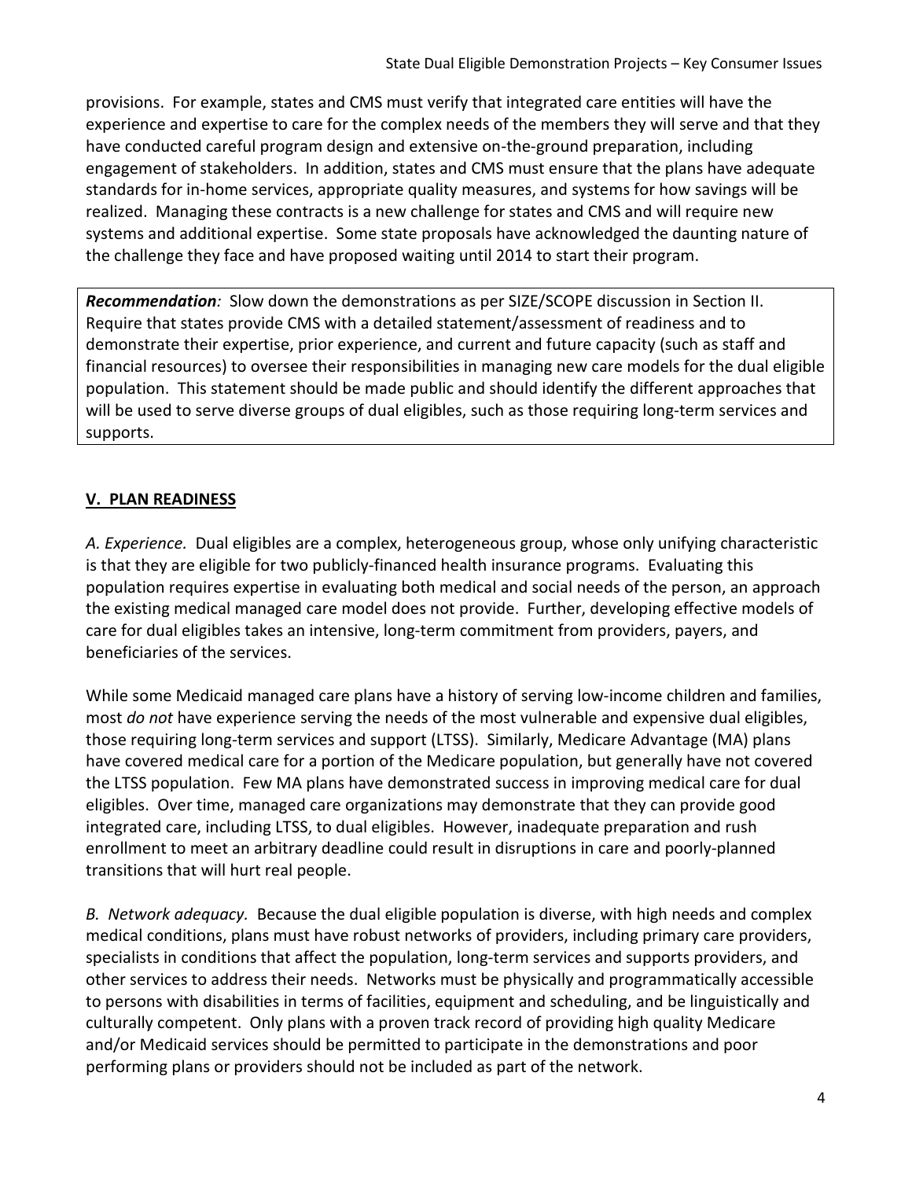provisions. For example, states and CMS must verify that integrated care entities will have the experience and expertise to care for the complex needs of the members they will serve and that they have conducted careful program design and extensive on-the-ground preparation, including engagement of stakeholders. In addition, states and CMS must ensure that the plans have adequate standards for in-home services, appropriate quality measures, and systems for how savings will be realized. Managing these contracts is a new challenge for states and CMS and will require new systems and additional expertise. Some state proposals have acknowledged the daunting nature of the challenge they face and have proposed waiting until 2014 to start their program.

***Recommendation**:* Slow down the demonstrations as per SIZE/SCOPE discussion in Section II. Require that states provide CMS with a detailed statement/assessment of readiness and to demonstrate their expertise, prior experience, and current and future capacity (such as staff and financial resources) to oversee their responsibilities in managing new care models for the dual eligible population. This statement should be made public and should identify the different approaches that will be used to serve diverse groups of dual eligibles, such as those requiring long-term services and supports.

## V. PLAN READINESS

*A. Experience.* Dual eligibles are a complex, heterogeneous group, whose only unifying characteristic is that they are eligible for two publicly-financed health insurance programs. Evaluating this population requires expertise in evaluating both medical and social needs of the person, an approach the existing medical managed care model does not provide. Further, developing effective models of care for dual eligibles takes an intensive, long-term commitment from providers, payers, and beneficiaries of the services.

While some Medicaid managed care plans have a history of serving low-income children and families, most *do not* have experience serving the needs of the most vulnerable and expensive dual eligibles, those requiring long-term services and support (LTSS). Similarly, Medicare Advantage (MA) plans have covered medical care for a portion of the Medicare population, but generally have not covered the LTSS population. Few MA plans have demonstrated success in improving medical care for dual eligibles. Over time, managed care organizations may demonstrate that they can provide good integrated care, including LTSS, to dual eligibles. However, inadequate preparation and rush enrollment to meet an arbitrary deadline could result in disruptions in care and poorly-planned transitions that will hurt real people.

*B. Network adequacy.* Because the dual eligible population is diverse, with high needs and complex medical conditions, plans must have robust networks of providers, including primary care providers, specialists in conditions that affect the population, long-term services and supports providers, and other services to address their needs. Networks must be physically and programmatically accessible to persons with disabilities in terms of facilities, equipment and scheduling, and be linguistically and culturally competent. Only plans with a proven track record of providing high quality Medicare and/or Medicaid services should be permitted to participate in the demonstrations and poor performing plans or providers should not be included as part of the network.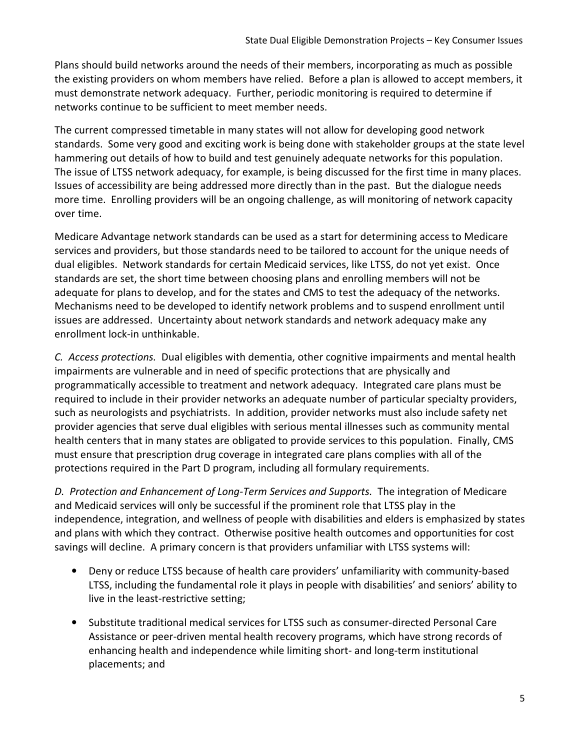Plans should build networks around the needs of their members, incorporating as much as possible the existing providers on whom members have relied. Before a plan is allowed to accept members, it must demonstrate network adequacy. Further, periodic monitoring is required to determine if networks continue to be sufficient to meet member needs.

The current compressed timetable in many states will not allow for developing good network standards. Some very good and exciting work is being done with stakeholder groups at the state level hammering out details of how to build and test genuinely adequate networks for this population. The issue of LTSS network adequacy, for example, is being discussed for the first time in many places. Issues of accessibility are being addressed more directly than in the past. But the dialogue needs more time. Enrolling providers will be an ongoing challenge, as will monitoring of network capacity over time.

Medicare Advantage network standards can be used as a start for determining access to Medicare services and providers, but those standards need to be tailored to account for the unique needs of dual eligibles. Network standards for certain Medicaid services, like LTSS, do not yet exist. Once standards are set, the short time between choosing plans and enrolling members will not be adequate for plans to develop, and for the states and CMS to test the adequacy of the networks. Mechanisms need to be developed to identify network problems and to suspend enrollment until issues are addressed. Uncertainty about network standards and network adequacy make any enrollment lock-in unthinkable.

*C. Access protections.* Dual eligibles with dementia, other cognitive impairments and mental health impairments are vulnerable and in need of specific protections that are physically and programmatically accessible to treatment and network adequacy. Integrated care plans must be required to include in their provider networks an adequate number of particular specialty providers, such as neurologists and psychiatrists. In addition, provider networks must also include safety net provider agencies that serve dual eligibles with serious mental illnesses such as community mental health centers that in many states are obligated to provide services to this population. Finally, CMS must ensure that prescription drug coverage in integrated care plans complies with all of the protections required in the Part D program, including all formulary requirements.

*D. Protection and Enhancement of Long-Term Services and Supports.* The integration of Medicare and Medicaid services will only be successful if the prominent role that LTSS play in the independence, integration, and wellness of people with disabilities and elders is emphasized by states and plans with which they contract. Otherwise positive health outcomes and opportunities for cost savings will decline. A primary concern is that providers unfamiliar with LTSS systems will:

- Deny or reduce LTSS because of health care providers' unfamiliarity with community-based LTSS, including the fundamental role it plays in people with disabilities' and seniors' ability to live in the least-restrictive setting;

- Substitute traditional medical services for LTSS such as consumer-directed Personal Care Assistance or peer-driven mental health recovery programs, which have strong records of enhancing health and independence while limiting short- and long-term institutional placements; and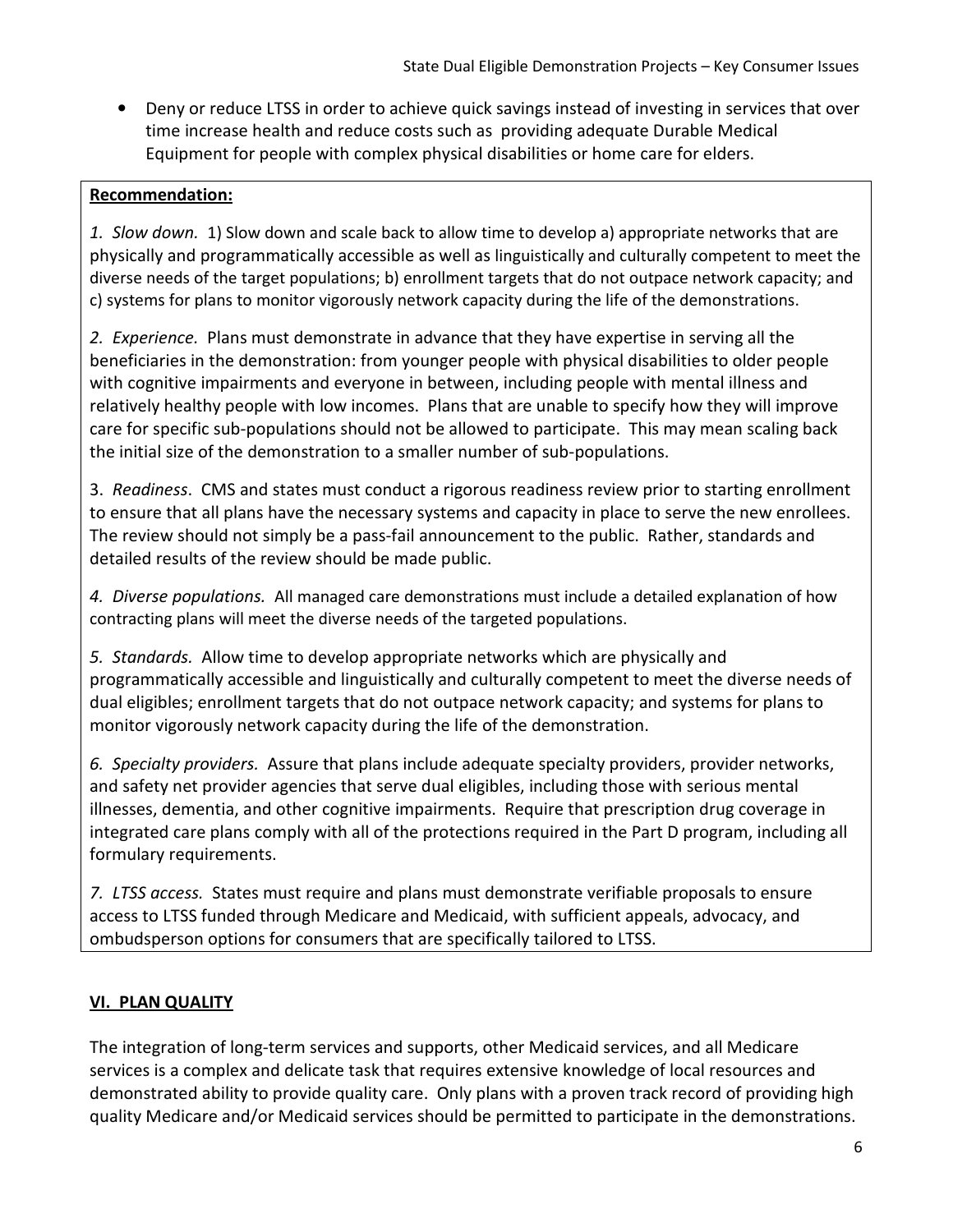- Deny or reduce LTSS in order to achieve quick savings instead of investing in services that over time increase health and reduce costs such as providing adequate Durable Medical Equipment for people with complex physical disabilities or home care for elders.

**Recommendation:**

*1. Slow down.* 1) Slow down and scale back to allow time to develop a) appropriate networks that are physically and programmatically accessible as well as linguistically and culturally competent to meet the diverse needs of the target populations; b) enrollment targets that do not outpace network capacity; and c) systems for plans to monitor vigorously network capacity during the life of the demonstrations.

*2. Experience.* Plans must demonstrate in advance that they have expertise in serving all the beneficiaries in the demonstration: from younger people with physical disabilities to older people with cognitive impairments and everyone in between, including people with mental illness and relatively healthy people with low incomes. Plans that are unable to specify how they will improve care for specific sub-populations should not be allowed to participate. This may mean scaling back the initial size of the demonstration to a smaller number of sub-populations.

3. *Readiness*. CMS and states must conduct a rigorous readiness review prior to starting enrollment to ensure that all plans have the necessary systems and capacity in place to serve the new enrollees. The review should not simply be a pass-fail announcement to the public. Rather, standards and detailed results of the review should be made public.

*4. Diverse populations.* All managed care demonstrations must include a detailed explanation of how contracting plans will meet the diverse needs of the targeted populations.

*5. Standards.* Allow time to develop appropriate networks which are physically and programmatically accessible and linguistically and culturally competent to meet the diverse needs of dual eligibles; enrollment targets that do not outpace network capacity; and systems for plans to monitor vigorously network capacity during the life of the demonstration.

*6. Specialty providers.* Assure that plans include adequate specialty providers, provider networks, and safety net provider agencies that serve dual eligibles, including those with serious mental illnesses, dementia, and other cognitive impairments. Require that prescription drug coverage in integrated care plans comply with all of the protections required in the Part D program, including all formulary requirements.

*7. LTSS access.* States must require and plans must demonstrate verifiable proposals to ensure access to LTSS funded through Medicare and Medicaid, with sufficient appeals, advocacy, and ombudsperson options for consumers that are specifically tailored to LTSS.

## VI. PLAN QUALITY

The integration of long-term services and supports, other Medicaid services, and all Medicare services is a complex and delicate task that requires extensive knowledge of local resources and demonstrated ability to provide quality care. Only plans with a proven track record of providing high quality Medicare and/or Medicaid services should be permitted to participate in the demonstrations.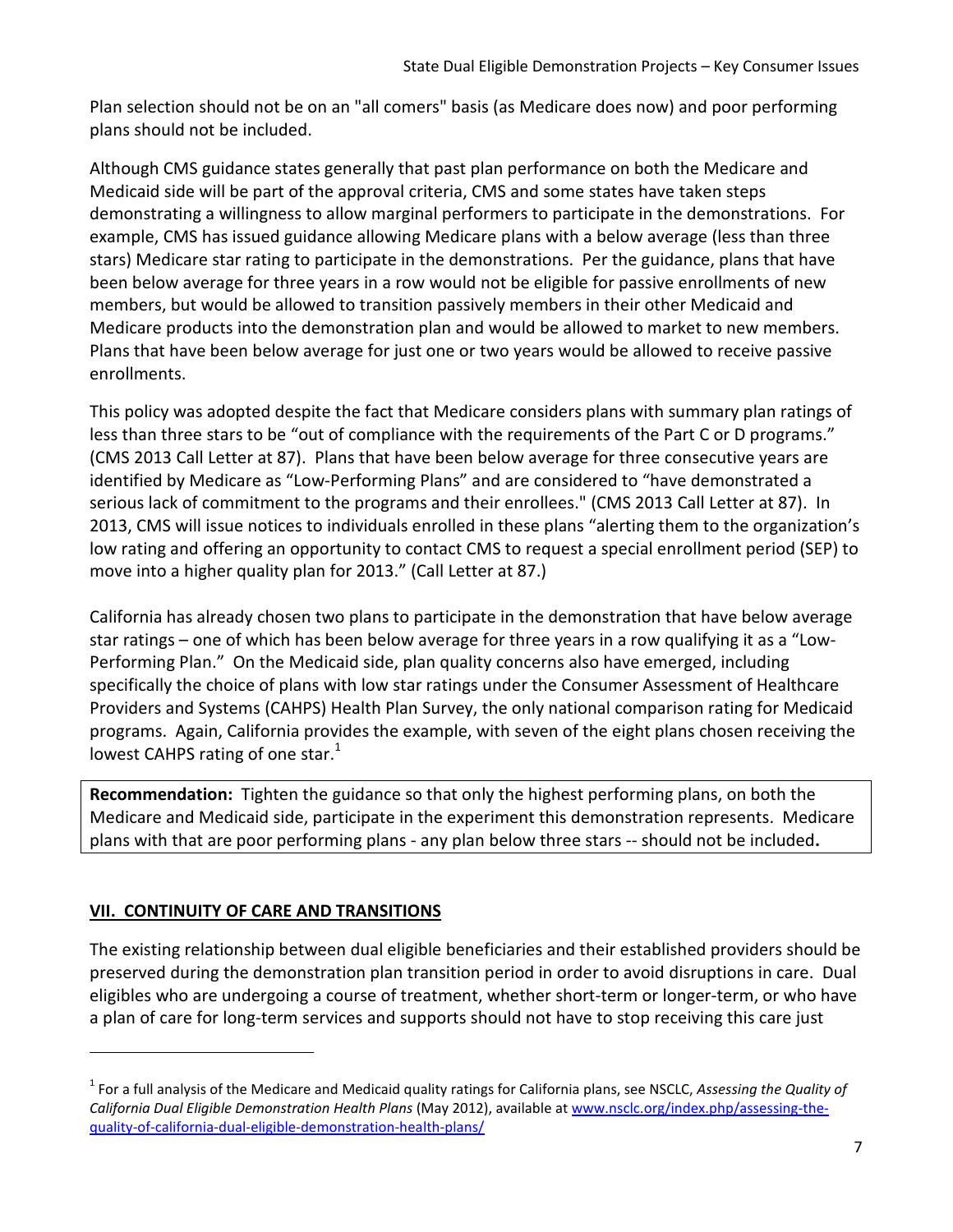Plan selection should not be on an "all comers" basis (as Medicare does now) and poor performing plans should not be included.

Although CMS guidance states generally that past plan performance on both the Medicare and Medicaid side will be part of the approval criteria, CMS and some states have taken steps demonstrating a willingness to allow marginal performers to participate in the demonstrations. For example, CMS has issued guidance allowing Medicare plans with a below average (less than three stars) Medicare star rating to participate in the demonstrations. Per the guidance, plans that have been below average for three years in a row would not be eligible for passive enrollments of new members, but would be allowed to transition passively members in their other Medicaid and Medicare products into the demonstration plan and would be allowed to market to new members. Plans that have been below average for just one or two years would be allowed to receive passive enrollments.

This policy was adopted despite the fact that Medicare considers plans with summary plan ratings of less than three stars to be "out of compliance with the requirements of the Part C or D programs." (CMS 2013 Call Letter at 87). Plans that have been below average for three consecutive years are identified by Medicare as "Low-Performing Plans" and are considered to "have demonstrated a serious lack of commitment to the programs and their enrollees." (CMS 2013 Call Letter at 87). In 2013, CMS will issue notices to individuals enrolled in these plans "alerting them to the organization's low rating and offering an opportunity to contact CMS to request a special enrollment period (SEP) to move into a higher quality plan for 2013." (Call Letter at 87.)

California has already chosen two plans to participate in the demonstration that have below average star ratings – one of which has been below average for three years in a row qualifying it as a "Low-Performing Plan." On the Medicaid side, plan quality concerns also have emerged, including specifically the choice of plans with low star ratings under the Consumer Assessment of Healthcare Providers and Systems (CAHPS) Health Plan Survey, the only national comparison rating for Medicaid programs. Again, California provides the example, with seven of the eight plans chosen receiving the lowest CAHPS rating of one star.[1]

**Recommendation:** Tighten the guidance so that only the highest performing plans, on both the Medicare and Medicaid side, participate in the experiment this demonstration represents. Medicare plans with that are poor performing plans - any plan below three stars -- should not be included**.**

## VII. CONTINUITY OF CARE AND TRANSITIONS

The existing relationship between dual eligible beneficiaries and their established providers should be preserved during the demonstration plan transition period in order to avoid disruptions in care. Dual eligibles who are undergoing a course of treatment, whether short-term or longer-term, or who have a plan of care for long-term services and supports should not have to stop receiving this care just

[1] For a full analysis of the Medicare and Medicaid quality ratings for California plans, see NSCLC, *Assessing the Quality of California Dual Eligible Demonstration Health Plans* (May 2012), available at www.nsclc.org/index.php/assessing-the-quality-of-california-dual-eligible-demonstration-health-plans/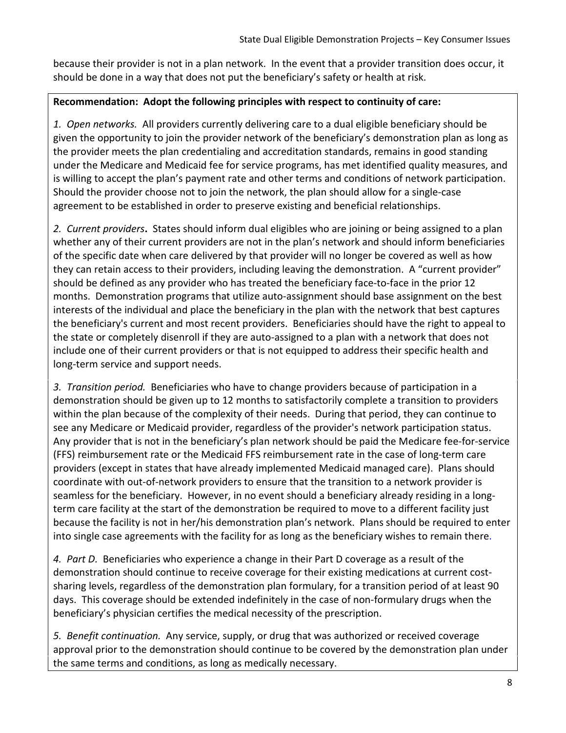because their provider is not in a plan network. In the event that a provider transition does occur, it should be done in a way that does not put the beneficiary's safety or health at risk.

**Recommendation: Adopt the following principles with respect to continuity of care:**

*1. Open networks.* All providers currently delivering care to a dual eligible beneficiary should be given the opportunity to join the provider network of the beneficiary's demonstration plan as long as the provider meets the plan credentialing and accreditation standards, remains in good standing under the Medicare and Medicaid fee for service programs, has met identified quality measures, and is willing to accept the plan's payment rate and other terms and conditions of network participation. Should the provider choose not to join the network, the plan should allow for a single-case agreement to be established in order to preserve existing and beneficial relationships.

*2. Current providers***.** States should inform dual eligibles who are joining or being assigned to a plan whether any of their current providers are not in the plan's network and should inform beneficiaries of the specific date when care delivered by that provider will no longer be covered as well as how they can retain access to their providers, including leaving the demonstration. A "current provider" should be defined as any provider who has treated the beneficiary face-to-face in the prior 12 months. Demonstration programs that utilize auto-assignment should base assignment on the best interests of the individual and place the beneficiary in the plan with the network that best captures the beneficiary's current and most recent providers. Beneficiaries should have the right to appeal to the state or completely disenroll if they are auto-assigned to a plan with a network that does not include one of their current providers or that is not equipped to address their specific health and long-term service and support needs.

*3. Transition period.* Beneficiaries who have to change providers because of participation in a demonstration should be given up to 12 months to satisfactorily complete a transition to providers within the plan because of the complexity of their needs. During that period, they can continue to see any Medicare or Medicaid provider, regardless of the provider's network participation status. Any provider that is not in the beneficiary's plan network should be paid the Medicare fee-for-service (FFS) reimbursement rate or the Medicaid FFS reimbursement rate in the case of long-term care providers (except in states that have already implemented Medicaid managed care). Plans should coordinate with out-of-network providers to ensure that the transition to a network provider is seamless for the beneficiary. However, in no event should a beneficiary already residing in a long-term care facility at the start of the demonstration be required to move to a different facility just because the facility is not in her/his demonstration plan's network. Plans should be required to enter into single case agreements with the facility for as long as the beneficiary wishes to remain there.

*4. Part D.* Beneficiaries who experience a change in their Part D coverage as a result of the demonstration should continue to receive coverage for their existing medications at current cost-sharing levels, regardless of the demonstration plan formulary, for a transition period of at least 90 days. This coverage should be extended indefinitely in the case of non-formulary drugs when the beneficiary's physician certifies the medical necessity of the prescription.

*5. Benefit continuation.* Any service, supply, or drug that was authorized or received coverage approval prior to the demonstration should continue to be covered by the demonstration plan under the same terms and conditions, as long as medically necessary.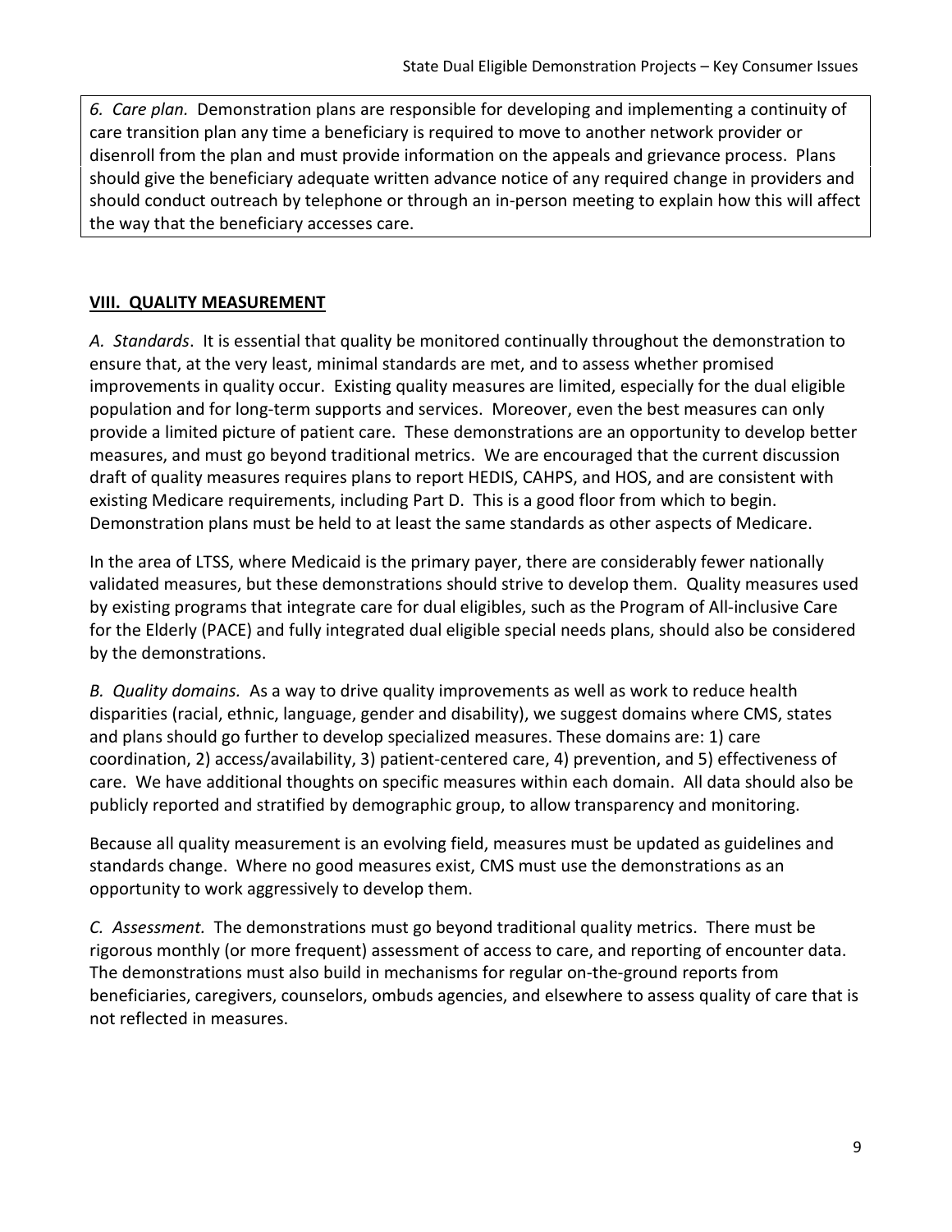*6. Care plan.* Demonstration plans are responsible for developing and implementing a continuity of care transition plan any time a beneficiary is required to move to another network provider or disenroll from the plan and must provide information on the appeals and grievance process. Plans should give the beneficiary adequate written advance notice of any required change in providers and should conduct outreach by telephone or through an in-person meeting to explain how this will affect the way that the beneficiary accesses care.

## VIII. QUALITY MEASUREMENT

*A. Standards*. It is essential that quality be monitored continually throughout the demonstration to ensure that, at the very least, minimal standards are met, and to assess whether promised improvements in quality occur. Existing quality measures are limited, especially for the dual eligible population and for long-term supports and services. Moreover, even the best measures can only provide a limited picture of patient care. These demonstrations are an opportunity to develop better measures, and must go beyond traditional metrics. We are encouraged that the current discussion draft of quality measures requires plans to report HEDIS, CAHPS, and HOS, and are consistent with existing Medicare requirements, including Part D. This is a good floor from which to begin. Demonstration plans must be held to at least the same standards as other aspects of Medicare.

In the area of LTSS, where Medicaid is the primary payer, there are considerably fewer nationally validated measures, but these demonstrations should strive to develop them. Quality measures used by existing programs that integrate care for dual eligibles, such as the Program of All-inclusive Care for the Elderly (PACE) and fully integrated dual eligible special needs plans, should also be considered by the demonstrations.

*B. Quality domains.* As a way to drive quality improvements as well as work to reduce health disparities (racial, ethnic, language, gender and disability), we suggest domains where CMS, states and plans should go further to develop specialized measures. These domains are: 1) care coordination, 2) access/availability, 3) patient-centered care, 4) prevention, and 5) effectiveness of care. We have additional thoughts on specific measures within each domain. All data should also be publicly reported and stratified by demographic group, to allow transparency and monitoring.

Because all quality measurement is an evolving field, measures must be updated as guidelines and standards change. Where no good measures exist, CMS must use the demonstrations as an opportunity to work aggressively to develop them.

*C. Assessment.* The demonstrations must go beyond traditional quality metrics. There must be rigorous monthly (or more frequent) assessment of access to care, and reporting of encounter data. The demonstrations must also build in mechanisms for regular on-the-ground reports from beneficiaries, caregivers, counselors, ombuds agencies, and elsewhere to assess quality of care that is not reflected in measures.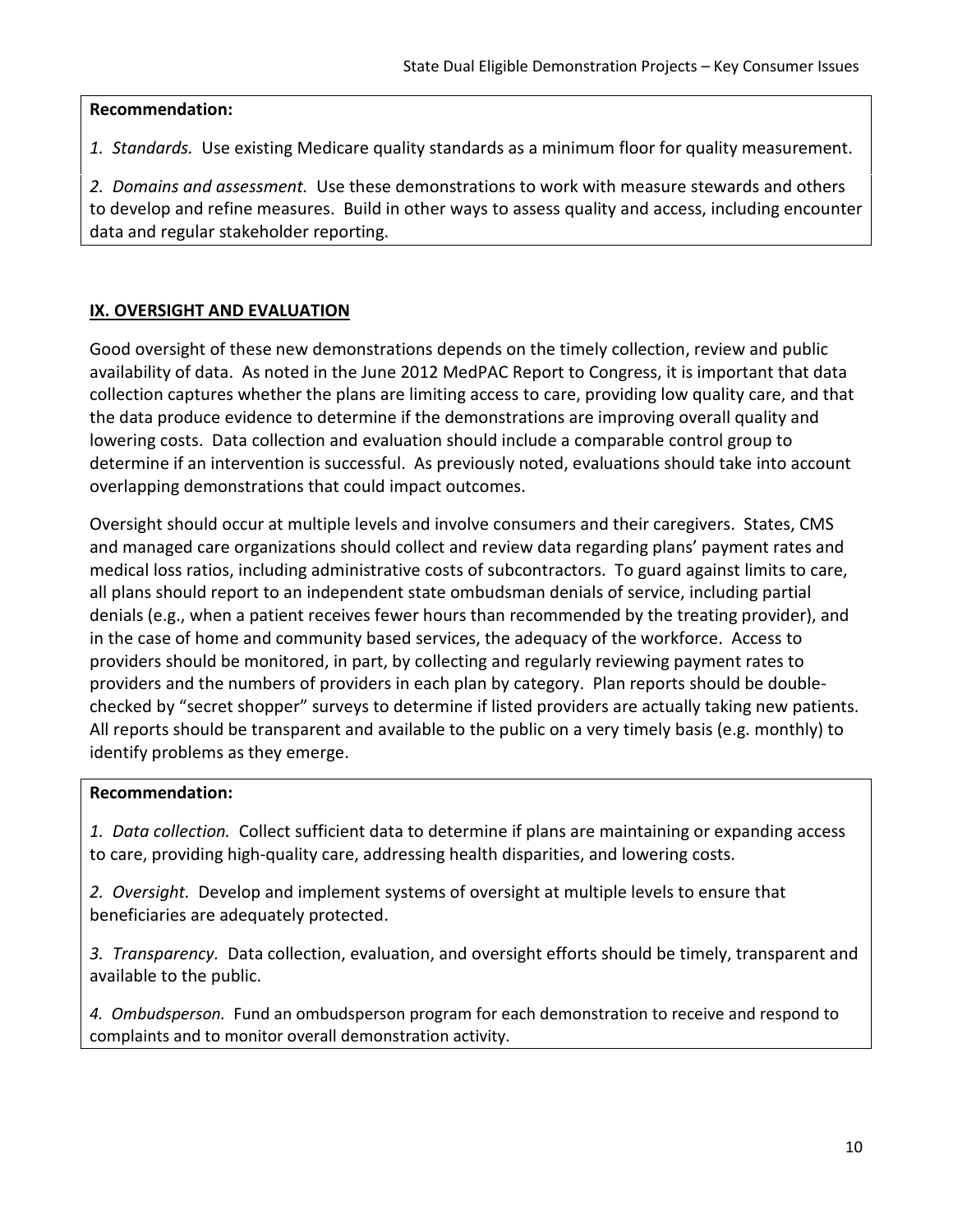**Recommendation:**

*1. Standards.* Use existing Medicare quality standards as a minimum floor for quality measurement.

*2. Domains and assessment.* Use these demonstrations to work with measure stewards and others to develop and refine measures. Build in other ways to assess quality and access, including encounter data and regular stakeholder reporting.

## IX. OVERSIGHT AND EVALUATION

Good oversight of these new demonstrations depends on the timely collection, review and public availability of data. As noted in the June 2012 MedPAC Report to Congress, it is important that data collection captures whether the plans are limiting access to care, providing low quality care, and that the data produce evidence to determine if the demonstrations are improving overall quality and lowering costs. Data collection and evaluation should include a comparable control group to determine if an intervention is successful. As previously noted, evaluations should take into account overlapping demonstrations that could impact outcomes.

Oversight should occur at multiple levels and involve consumers and their caregivers. States, CMS and managed care organizations should collect and review data regarding plans' payment rates and medical loss ratios, including administrative costs of subcontractors. To guard against limits to care, all plans should report to an independent state ombudsman denials of service, including partial denials (e.g., when a patient receives fewer hours than recommended by the treating provider), and in the case of home and community based services, the adequacy of the workforce. Access to providers should be monitored, in part, by collecting and regularly reviewing payment rates to providers and the numbers of providers in each plan by category. Plan reports should be double-checked by "secret shopper" surveys to determine if listed providers are actually taking new patients. All reports should be transparent and available to the public on a very timely basis (e.g. monthly) to identify problems as they emerge.

**Recommendation:**

*1. Data collection.* Collect sufficient data to determine if plans are maintaining or expanding access to care, providing high-quality care, addressing health disparities, and lowering costs.

*2. Oversight.* Develop and implement systems of oversight at multiple levels to ensure that beneficiaries are adequately protected.

*3. Transparency.* Data collection, evaluation, and oversight efforts should be timely, transparent and available to the public.

*4. Ombudsperson.* Fund an ombudsperson program for each demonstration to receive and respond to complaints and to monitor overall demonstration activity.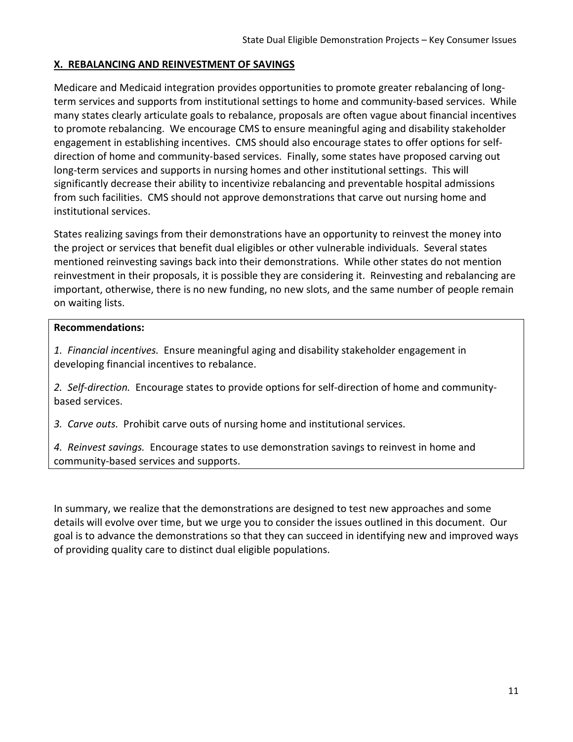## X. REBALANCING AND REINVESTMENT OF SAVINGS

Medicare and Medicaid integration provides opportunities to promote greater rebalancing of long-term services and supports from institutional settings to home and community-based services. While many states clearly articulate goals to rebalance, proposals are often vague about financial incentives to promote rebalancing. We encourage CMS to ensure meaningful aging and disability stakeholder engagement in establishing incentives. CMS should also encourage states to offer options for self-direction of home and community-based services. Finally, some states have proposed carving out long-term services and supports in nursing homes and other institutional settings. This will significantly decrease their ability to incentivize rebalancing and preventable hospital admissions from such facilities. CMS should not approve demonstrations that carve out nursing home and institutional services.

States realizing savings from their demonstrations have an opportunity to reinvest the money into the project or services that benefit dual eligibles or other vulnerable individuals. Several states mentioned reinvesting savings back into their demonstrations. While other states do not mention reinvestment in their proposals, it is possible they are considering it. Reinvesting and rebalancing are important, otherwise, there is no new funding, no new slots, and the same number of people remain on waiting lists.

**Recommendations:**

1. *Financial incentives.* Ensure meaningful aging and disability stakeholder engagement in developing financial incentives to rebalance.

2. *Self-direction.* Encourage states to provide options for self-direction of home and community-based services.

3. *Carve outs.* Prohibit carve outs of nursing home and institutional services.

4. *Reinvest savings.* Encourage states to use demonstration savings to reinvest in home and community-based services and supports.

In summary, we realize that the demonstrations are designed to test new approaches and some details will evolve over time, but we urge you to consider the issues outlined in this document. Our goal is to advance the demonstrations so that they can succeed in identifying new and improved ways of providing quality care to distinct dual eligible populations.